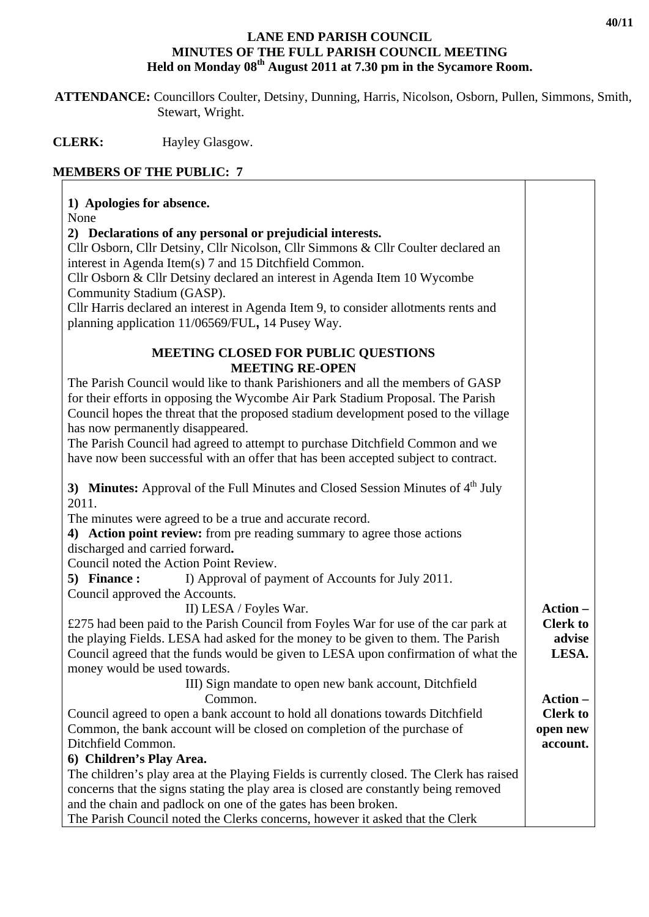# LANE END PARISH COUNCIL
## MINUTES OF THE FULL PARISH COUNCIL MEETING
### Held on Monday 08th August 2011 at 7.30 pm in the Sycamore Room.

**ATTENDANCE:** Councillors Coulter, Detsiny, Dunning, Harris, Nicolson, Osborn, Pullen, Simmons, Smith, Stewart, Wright.

**CLERK:** Hayley Glasgow.

**MEMBERS OF THE PUBLIC: 7**

| | |
|---|---|
| **1) Apologies for absence.**<br>None<br>**2) Declarations of any personal or prejudicial interests.**<br>Cllr Osborn, Cllr Detsiny, Cllr Nicolson, Cllr Simmons & Cllr Coulter declared an interest in Agenda Item(s) 7 and 15 Ditchfield Common.<br>Cllr Osborn & Cllr Detsiny declared an interest in Agenda Item 10 Wycombe Community Stadium (GASP).<br>Cllr Harris declared an interest in Agenda Item 9, to consider allotments rents and planning application 11/06569/FUL**,** 14 Pusey Way.<br><br>**MEETING CLOSED FOR PUBLIC QUESTIONS**<br>**MEETING RE-OPEN**<br>The Parish Council would like to thank Parishioners and all the members of GASP for their efforts in opposing the Wycombe Air Park Stadium Proposal. The Parish Council hopes the threat that the proposed stadium development posed to the village has now permanently disappeared.<br>The Parish Council had agreed to attempt to purchase Ditchfield Common and we have now been successful with an offer that has been accepted subject to contract.<br><br>**3) Minutes:** Approval of the Full Minutes and Closed Session Minutes of 4th July 2011.<br>The minutes were agreed to be a true and accurate record.<br>**4) Action point review:** from pre reading summary to agree those actions discharged and carried forward**.**<br>Council noted the Action Point Review.<br>**5) Finance :** I) Approval of payment of Accounts for July 2011.<br>Council approved the Accounts. | |
| II) LESA / Foyles War.<br>£275 had been paid to the Parish Council from Foyles War for use of the car park at the playing Fields. LESA had asked for the money to be given to them. The Parish Council agreed that the funds would be given to LESA upon confirmation of what the money would be used towards. | **Action – Clerk to advise LESA.** |
| III) Sign mandate to open new bank account, Ditchfield Common.<br>Council agreed to open a bank account to hold all donations towards Ditchfield Common, the bank account will be closed on completion of the purchase of Ditchfield Common. | **Action – Clerk to open new account.** |
| **6) Children's Play Area.**<br>The children's play area at the Playing Fields is currently closed. The Clerk has raised concerns that the signs stating the play area is closed are constantly being removed and the chain and padlock on one of the gates has been broken.<br>The Parish Council noted the Clerks concerns, however it asked that the Clerk | |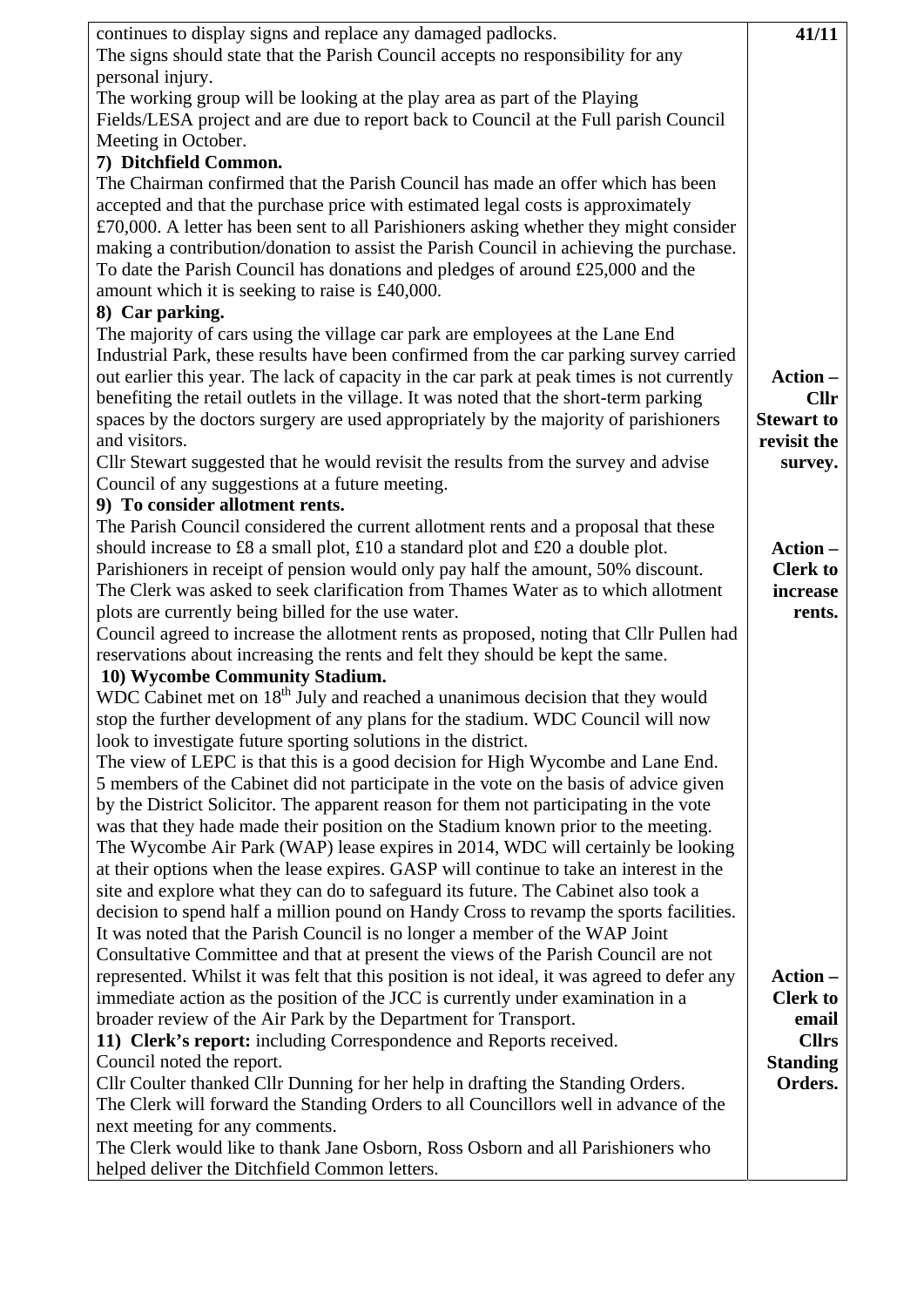| | |
|---|---|
| continues to display signs and replace any damaged padlocks.<br>The signs should state that the Parish Council accepts no responsibility for any personal injury.<br>The working group will be looking at the play area as part of the Playing Fields/LESA project and are due to report back to Council at the Full parish Council Meeting in October. | **41/11** |
| **7) Ditchfield Common.**<br>The Chairman confirmed that the Parish Council has made an offer which has been accepted and that the purchase price with estimated legal costs is approximately £70,000. A letter has been sent to all Parishioners asking whether they might consider making a contribution/donation to assist the Parish Council in achieving the purchase. To date the Parish Council has donations and pledges of around £25,000 and the amount which it is seeking to raise is £40,000. | |
| **8) Car parking.**<br>The majority of cars using the village car park are employees at the Lane End Industrial Park, these results have been confirmed from the car parking survey carried out earlier this year. The lack of capacity in the car park at peak times is not currently benefiting the retail outlets in the village. It was noted that the short-term parking spaces by the doctors surgery are used appropriately by the majority of parishioners and visitors.<br>Cllr Stewart suggested that he would revisit the results from the survey and advise Council of any suggestions at a future meeting. | **Action – Cllr Stewart to revisit the survey.** |
| **9) To consider allotment rents.**<br>The Parish Council considered the current allotment rents and a proposal that these should increase to £8 a small plot, £10 a standard plot and £20 a double plot. Parishioners in receipt of pension would only pay half the amount, 50% discount. The Clerk was asked to seek clarification from Thames Water as to which allotment plots are currently being billed for the use water.<br>Council agreed to increase the allotment rents as proposed, noting that Cllr Pullen had reservations about increasing the rents and felt they should be kept the same. | **Action – Clerk to increase rents.** |
| **10) Wycombe Community Stadium.**<br>WDC Cabinet met on 18th July and reached a unanimous decision that they would stop the further development of any plans for the stadium. WDC Council will now look to investigate future sporting solutions in the district.<br>The view of LEPC is that this is a good decision for High Wycombe and Lane End. 5 members of the Cabinet did not participate in the vote on the basis of advice given by the District Solicitor. The apparent reason for them not participating in the vote was that they hade made their position on the Stadium known prior to the meeting. The Wycombe Air Park (WAP) lease expires in 2014, WDC will certainly be looking at their options when the lease expires. GASP will continue to take an interest in the site and explore what they can do to safeguard its future. The Cabinet also took a decision to spend half a million pound on Handy Cross to revamp the sports facilities. It was noted that the Parish Council is no longer a member of the WAP Joint Consultative Committee and that at present the views of the Parish Council are not represented. Whilst it was felt that this position is not ideal, it was agreed to defer any immediate action as the position of the JCC is currently under examination in a broader review of the Air Park by the Department for Transport. | |
| **11) Clerk's report:** including Correspondence and Reports received.<br>Council noted the report.<br>Cllr Coulter thanked Cllr Dunning for her help in drafting the Standing Orders. The Clerk will forward the Standing Orders to all Councillors well in advance of the next meeting for any comments.<br>The Clerk would like to thank Jane Osborn, Ross Osborn and all Parishioners who helped deliver the Ditchfield Common letters. | **Action – Clerk to email Cllrs Standing Orders.** |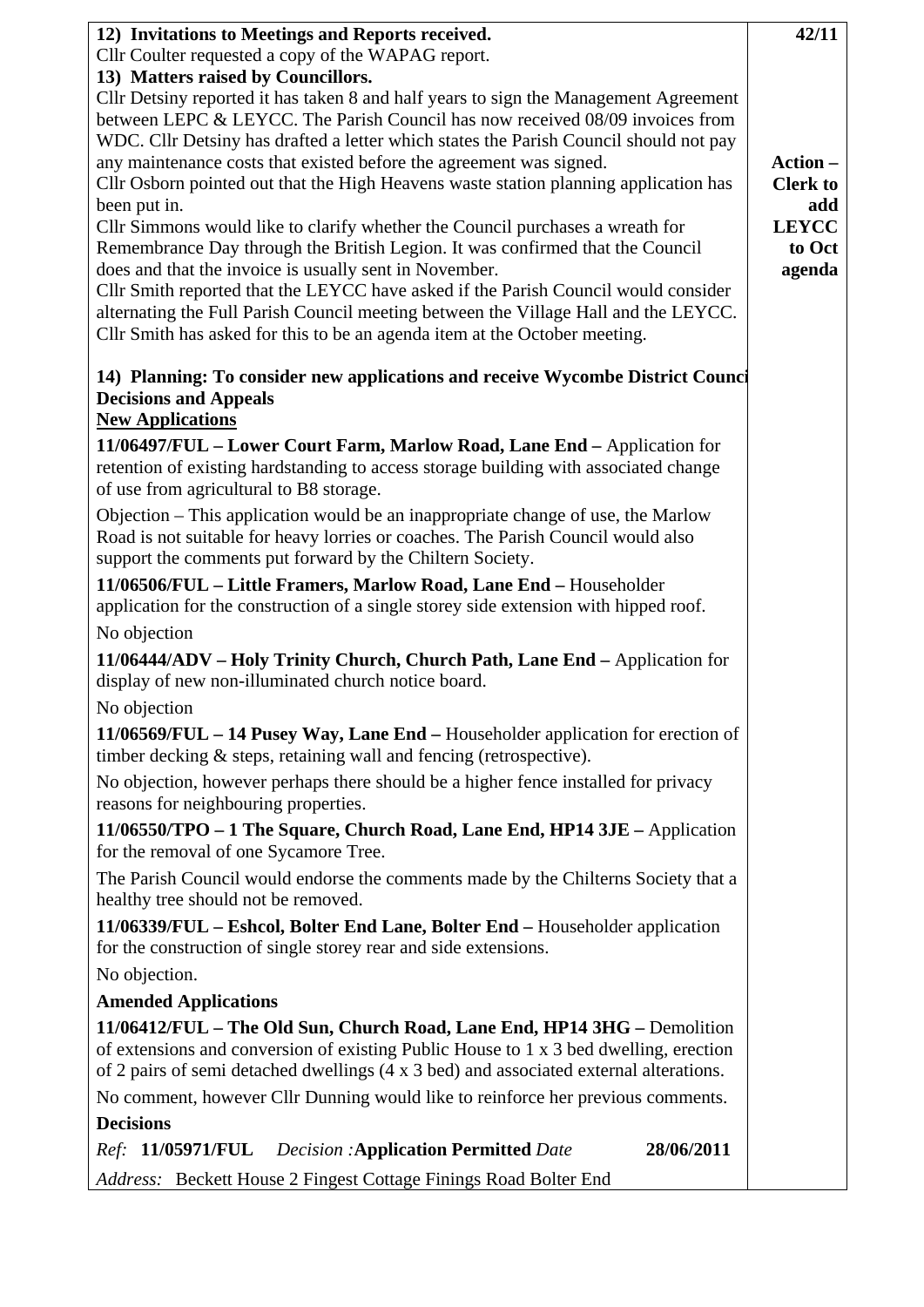42/11

**12) Invitations to Meetings and Reports received.**

Cllr Coulter requested a copy of the WAPAG report.

**13) Matters raised by Councillors.**

Cllr Detsiny reported it has taken 8 and half years to sign the Management Agreement between LEPC & LEYCC. The Parish Council has now received 08/09 invoices from WDC. Cllr Detsiny has drafted a letter which states the Parish Council should not pay any maintenance costs that existed before the agreement was signed.

Cllr Osborn pointed out that the High Heavens waste station planning application has been put in.

Cllr Simmons would like to clarify whether the Council purchases a wreath for Remembrance Day through the British Legion. It was confirmed that the Council does and that the invoice is usually sent in November.

Cllr Smith reported that the LEYCC have asked if the Parish Council would consider alternating the Full Parish Council meeting between the Village Hall and the LEYCC. Cllr Smith has asked for this to be an agenda item at the October meeting.

**Action – Clerk to add LEYCC to Oct agenda**

**14) Planning: To consider new applications and receive Wycombe District Council Decisions and Appeals**

**New Applications**

**11/06497/FUL – Lower Court Farm, Marlow Road, Lane End –** Application for retention of existing hardstanding to access storage building with associated change of use from agricultural to B8 storage.

Objection – This application would be an inappropriate change of use, the Marlow Road is not suitable for heavy lorries or coaches. The Parish Council would also support the comments put forward by the Chiltern Society.

**11/06506/FUL – Little Framers, Marlow Road, Lane End –** Householder application for the construction of a single storey side extension with hipped roof.

No objection

**11/06444/ADV – Holy Trinity Church, Church Path, Lane End –** Application for display of new non-illuminated church notice board.

No objection

**11/06569/FUL – 14 Pusey Way, Lane End –** Householder application for erection of timber decking & steps, retaining wall and fencing (retrospective).

No objection, however perhaps there should be a higher fence installed for privacy reasons for neighbouring properties.

**11/06550/TPO – 1 The Square, Church Road, Lane End, HP14 3JE –** Application for the removal of one Sycamore Tree.

The Parish Council would endorse the comments made by the Chilterns Society that a healthy tree should not be removed.

**11/06339/FUL – Eshcol, Bolter End Lane, Bolter End –** Householder application for the construction of single storey rear and side extensions.

No objection.

**Amended Applications**

**11/06412/FUL – The Old Sun, Church Road, Lane End, HP14 3HG –** Demolition of extensions and conversion of existing Public House to 1 x 3 bed dwelling, erection of 2 pairs of semi detached dwellings (4 x 3 bed) and associated external alterations.

No comment, however Cllr Dunning would like to reinforce her previous comments.

**Decisions**

*Ref:* **11/05971/FUL** *Decision :* **Application Permitted** *Date* **28/06/2011**

*Address:* Beckett House 2 Fingest Cottage Finings Road Bolter End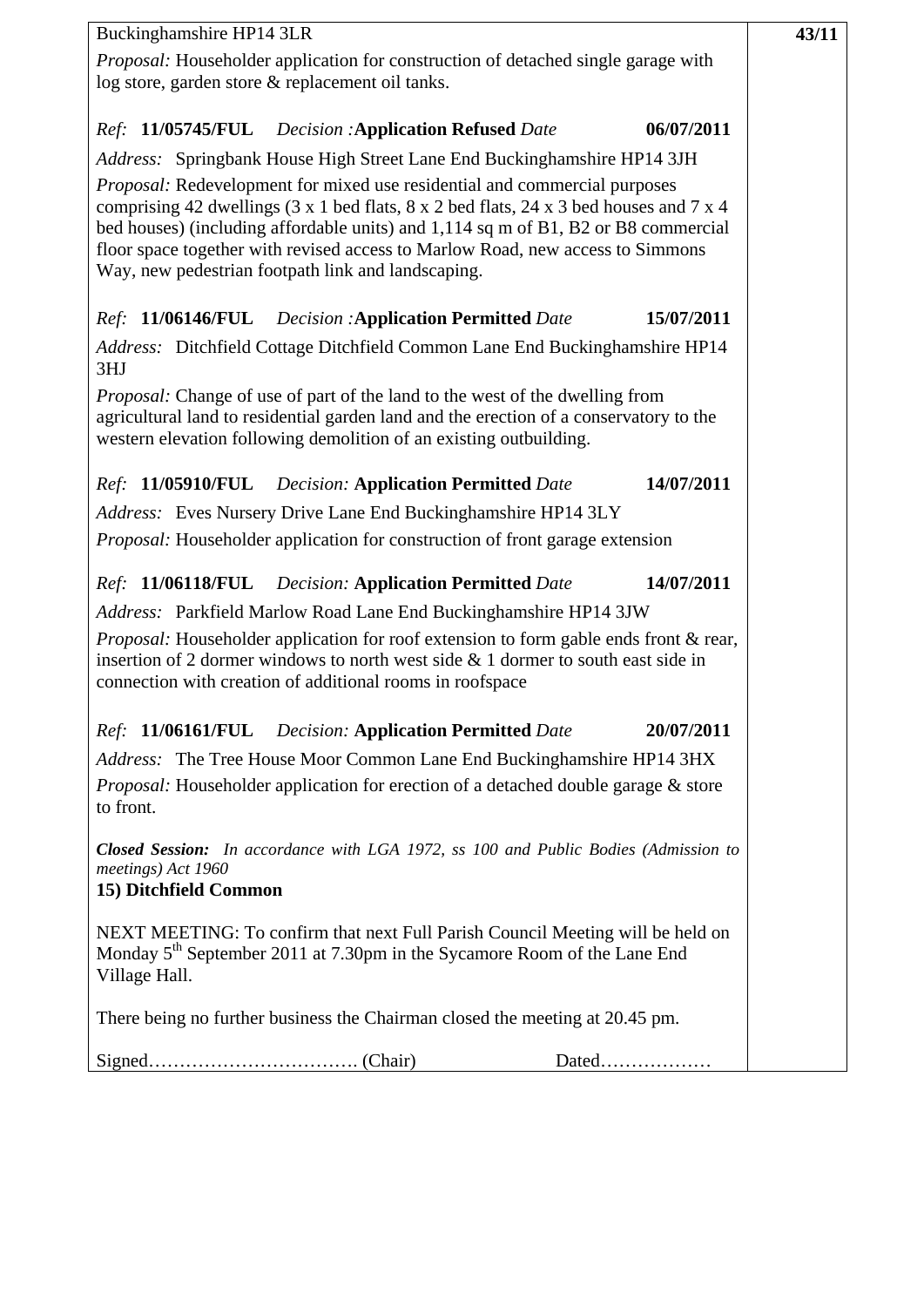Buckinghamshire HP14 3LR

*Proposal:* Householder application for construction of detached single garage with log store, garden store & replacement oil tanks.

*Ref:* **11/05745/FUL** *Decision :* **Application Refused** *Date* **06/07/2011**

*Address:* Springbank House High Street Lane End Buckinghamshire HP14 3JH

*Proposal:* Redevelopment for mixed use residential and commercial purposes comprising 42 dwellings (3 x 1 bed flats, 8 x 2 bed flats, 24 x 3 bed houses and 7 x 4 bed houses) (including affordable units) and 1,114 sq m of B1, B2 or B8 commercial floor space together with revised access to Marlow Road, new access to Simmons Way, new pedestrian footpath link and landscaping.

*Ref:* **11/06146/FUL** *Decision :* **Application Permitted** *Date* **15/07/2011**

*Address:* Ditchfield Cottage Ditchfield Common Lane End Buckinghamshire HP14 3HJ

*Proposal:* Change of use of part of the land to the west of the dwelling from agricultural land to residential garden land and the erection of a conservatory to the western elevation following demolition of an existing outbuilding.

*Ref:* **11/05910/FUL** *Decision:* **Application Permitted** *Date* **14/07/2011**

*Address:* Eves Nursery Drive Lane End Buckinghamshire HP14 3LY

*Proposal:* Householder application for construction of front garage extension

*Ref:* **11/06118/FUL** *Decision:* **Application Permitted** *Date* **14/07/2011**

*Address:* Parkfield Marlow Road Lane End Buckinghamshire HP14 3JW

*Proposal:* Householder application for roof extension to form gable ends front & rear, insertion of 2 dormer windows to north west side & 1 dormer to south east side in connection with creation of additional rooms in roofspace

*Ref:* **11/06161/FUL** *Decision:* **Application Permitted** *Date* **20/07/2011**

*Address:* The Tree House Moor Common Lane End Buckinghamshire HP14 3HX

*Proposal:* Householder application for erection of a detached double garage & store to front.

***Closed Session:*** *In accordance with LGA 1972, ss 100 and Public Bodies (Admission to meetings) Act 1960*

**15) Ditchfield Common**

NEXT MEETING: To confirm that next Full Parish Council Meeting will be held on Monday 5th September 2011 at 7.30pm in the Sycamore Room of the Lane End Village Hall.

There being no further business the Chairman closed the meeting at 20.45 pm.

Signed……………………………. (Chair) Dated………………